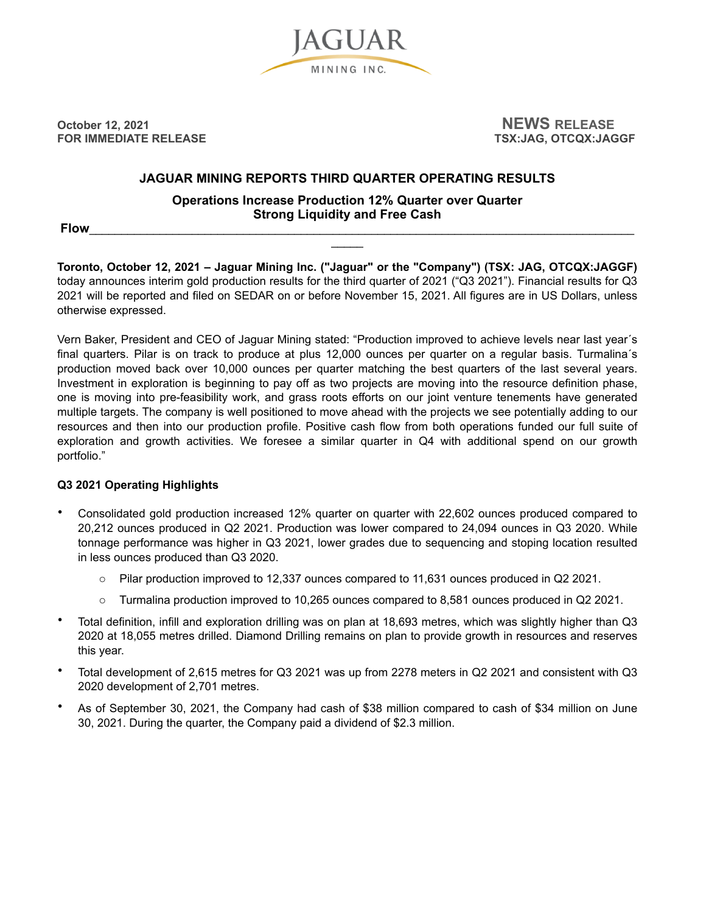JAGUAR MINING INC.

**October 12, 2021**
**FOR IMMEDIATE RELEASE**

**NEWS RELEASE**
**TSX:JAG, OTCQX:JAGGF**

# JAGUAR MINING REPORTS THIRD QUARTER OPERATING RESULTS

## Operations Increase Production 12% Quarter over Quarter
## Strong Liquidity and Free Cash Flow

**Toronto, October 12, 2021 – Jaguar Mining Inc. ("Jaguar" or the "Company") (TSX: JAG, OTCQX:JAGGF)** today announces interim gold production results for the third quarter of 2021 ("Q3 2021"). Financial results for Q3 2021 will be reported and filed on SEDAR on or before November 15, 2021. All figures are in US Dollars, unless otherwise expressed.

Vern Baker, President and CEO of Jaguar Mining stated: "Production improved to achieve levels near last year´s final quarters. Pilar is on track to produce at plus 12,000 ounces per quarter on a regular basis. Turmalina´s production moved back over 10,000 ounces per quarter matching the best quarters of the last several years. Investment in exploration is beginning to pay off as two projects are moving into the resource definition phase, one is moving into pre-feasibility work, and grass roots efforts on our joint venture tenements have generated multiple targets. The company is well positioned to move ahead with the projects we see potentially adding to our resources and then into our production profile. Positive cash flow from both operations funded our full suite of exploration and growth activities. We foresee a similar quarter in Q4 with additional spend on our growth portfolio."

### Q3 2021 Operating Highlights

- Consolidated gold production increased 12% quarter on quarter with 22,602 ounces produced compared to 20,212 ounces produced in Q2 2021. Production was lower compared to 24,094 ounces in Q3 2020. While tonnage performance was higher in Q3 2021, lower grades due to sequencing and stoping location resulted in less ounces produced than Q3 2020.
  - Pilar production improved to 12,337 ounces compared to 11,631 ounces produced in Q2 2021.
  - Turmalina production improved to 10,265 ounces compared to 8,581 ounces produced in Q2 2021.
- Total definition, infill and exploration drilling was on plan at 18,693 metres, which was slightly higher than Q3 2020 at 18,055 metres drilled. Diamond Drilling remains on plan to provide growth in resources and reserves this year.
- Total development of 2,615 metres for Q3 2021 was up from 2278 meters in Q2 2021 and consistent with Q3 2020 development of 2,701 metres.
- As of September 30, 2021, the Company had cash of $38 million compared to cash of $34 million on June 30, 2021. During the quarter, the Company paid a dividend of $2.3 million.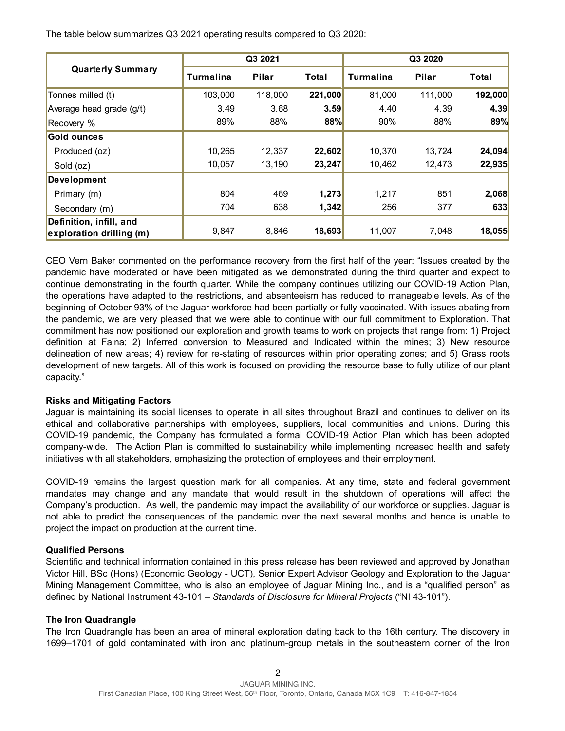The table below summarizes Q3 2021 operating results compared to Q3 2020:

| Quarterly Summary | Q3 2021 | | | Q3 2020 | | |
|---|---|---|---|---|---|---|
| | Turmalina | Pilar | Total | Turmalina | Pilar | Total |
| Tonnes milled (t) | 103,000 | 118,000 | **221,000** | 81,000 | 111,000 | **192,000** |
| Average head grade (g/t) | 3.49 | 3.68 | **3.59** | 4.40 | 4.39 | **4.39** |
| Recovery % | 89% | 88% | **88%** | 90% | 88% | **89%** |
| **Gold ounces** | | | | | | |
| Produced (oz) | 10,265 | 12,337 | **22,602** | 10,370 | 13,724 | **24,094** |
| Sold (oz) | 10,057 | 13,190 | **23,247** | 10,462 | 12,473 | **22,935** |
| **Development** | | | | | | |
| Primary (m) | 804 | 469 | **1,273** | 1,217 | 851 | **2,068** |
| Secondary (m) | 704 | 638 | **1,342** | 256 | 377 | **633** |
| **Definition, infill, and exploration drilling (m)** | 9,847 | 8,846 | **18,693** | 11,007 | 7,048 | **18,055** |

CEO Vern Baker commented on the performance recovery from the first half of the year: "Issues created by the pandemic have moderated or have been mitigated as we demonstrated during the third quarter and expect to continue demonstrating in the fourth quarter. While the company continues utilizing our COVID-19 Action Plan, the operations have adapted to the restrictions, and absenteeism has reduced to manageable levels. As of the beginning of October 93% of the Jaguar workforce had been partially or fully vaccinated. With issues abating from the pandemic, we are very pleased that we were able to continue with our full commitment to Exploration. That commitment has now positioned our exploration and growth teams to work on projects that range from: 1) Project definition at Faina; 2) Inferred conversion to Measured and Indicated within the mines; 3) New resource delineation of new areas; 4) review for re-stating of resources within prior operating zones; and 5) Grass roots development of new targets. All of this work is focused on providing the resource base to fully utilize of our plant capacity."

**Risks and Mitigating Factors**

Jaguar is maintaining its social licenses to operate in all sites throughout Brazil and continues to deliver on its ethical and collaborative partnerships with employees, suppliers, local communities and unions. During this COVID-19 pandemic, the Company has formulated a formal COVID-19 Action Plan which has been adopted company-wide. The Action Plan is committed to sustainability while implementing increased health and safety initiatives with all stakeholders, emphasizing the protection of employees and their employment.

COVID-19 remains the largest question mark for all companies. At any time, state and federal government mandates may change and any mandate that would result in the shutdown of operations will affect the Company's production. As well, the pandemic may impact the availability of our workforce or supplies. Jaguar is not able to predict the consequences of the pandemic over the next several months and hence is unable to project the impact on production at the current time.

**Qualified Persons**

Scientific and technical information contained in this press release has been reviewed and approved by Jonathan Victor Hill, BSc (Hons) (Economic Geology - UCT), Senior Expert Advisor Geology and Exploration to the Jaguar Mining Management Committee, who is also an employee of Jaguar Mining Inc., and is a "qualified person" as defined by National Instrument 43-101 – *Standards of Disclosure for Mineral Projects* ("NI 43-101").

**The Iron Quadrangle**

The Iron Quadrangle has been an area of mineral exploration dating back to the 16th century. The discovery in 1699–1701 of gold contaminated with iron and platinum-group metals in the southeastern corner of the Iron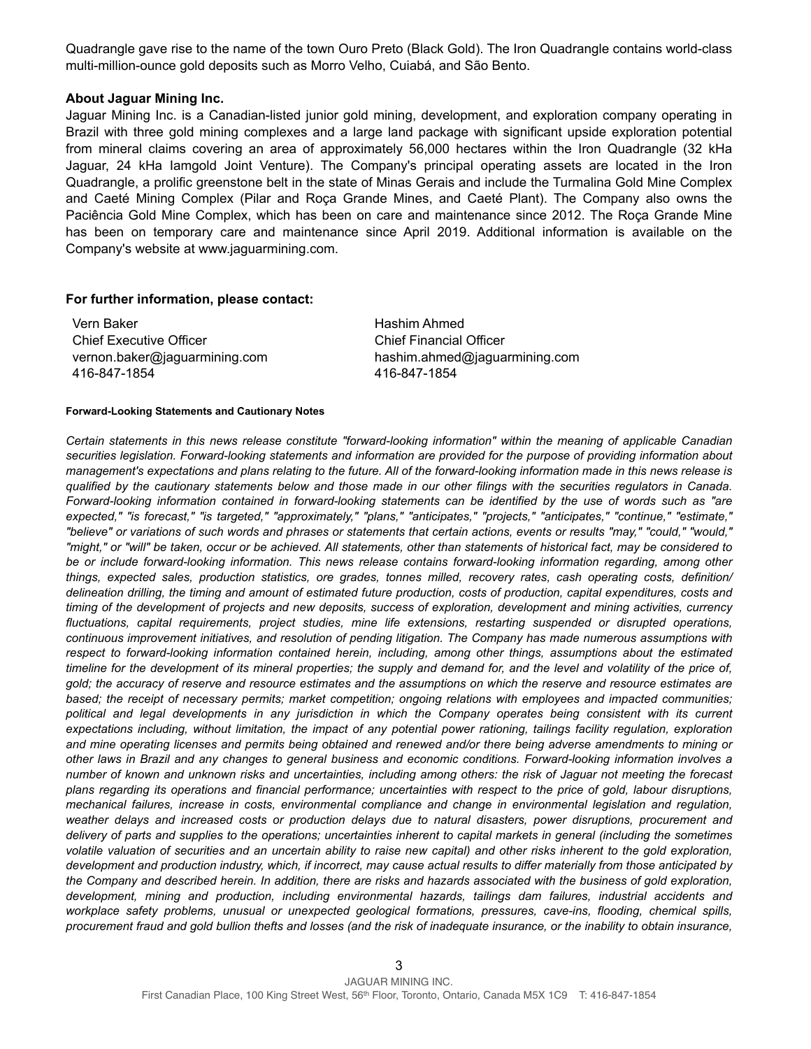Quadrangle gave rise to the name of the town Ouro Preto (Black Gold). The Iron Quadrangle contains world-class multi-million-ounce gold deposits such as Morro Velho, Cuiabá, and São Bento.

**About Jaguar Mining Inc.**

Jaguar Mining Inc. is a Canadian-listed junior gold mining, development, and exploration company operating in Brazil with three gold mining complexes and a large land package with significant upside exploration potential from mineral claims covering an area of approximately 56,000 hectares within the Iron Quadrangle (32 kHa Jaguar, 24 kHa Iamgold Joint Venture). The Company's principal operating assets are located in the Iron Quadrangle, a prolific greenstone belt in the state of Minas Gerais and include the Turmalina Gold Mine Complex and Caeté Mining Complex (Pilar and Roça Grande Mines, and Caeté Plant). The Company also owns the Paciência Gold Mine Complex, which has been on care and maintenance since 2012. The Roça Grande Mine has been on temporary care and maintenance since April 2019. Additional information is available on the Company's website at www.jaguarmining.com.

**For further information, please contact:**

Vern Baker
Chief Executive Officer
vernon.baker@jaguarmining.com
416-847-1854

Hashim Ahmed
Chief Financial Officer
hashim.ahmed@jaguarmining.com
416-847-1854

**Forward-Looking Statements and Cautionary Notes**

*Certain statements in this news release constitute "forward-looking information" within the meaning of applicable Canadian securities legislation. Forward-looking statements and information are provided for the purpose of providing information about management's expectations and plans relating to the future. All of the forward-looking information made in this news release is qualified by the cautionary statements below and those made in our other filings with the securities regulators in Canada. Forward-looking information contained in forward-looking statements can be identified by the use of words such as "are expected," "is forecast," "is targeted," "approximately," "plans," "anticipates," "projects," "anticipates," "continue," "estimate," "believe" or variations of such words and phrases or statements that certain actions, events or results "may," "could," "would," "might," or "will" be taken, occur or be achieved. All statements, other than statements of historical fact, may be considered to be or include forward-looking information. This news release contains forward-looking information regarding, among other things, expected sales, production statistics, ore grades, tonnes milled, recovery rates, cash operating costs, definition/ delineation drilling, the timing and amount of estimated future production, costs of production, capital expenditures, costs and timing of the development of projects and new deposits, success of exploration, development and mining activities, currency fluctuations, capital requirements, project studies, mine life extensions, restarting suspended or disrupted operations, continuous improvement initiatives, and resolution of pending litigation. The Company has made numerous assumptions with respect to forward-looking information contained herein, including, among other things, assumptions about the estimated timeline for the development of its mineral properties; the supply and demand for, and the level and volatility of the price of, gold; the accuracy of reserve and resource estimates and the assumptions on which the reserve and resource estimates are based; the receipt of necessary permits; market competition; ongoing relations with employees and impacted communities; political and legal developments in any jurisdiction in which the Company operates being consistent with its current expectations including, without limitation, the impact of any potential power rationing, tailings facility regulation, exploration and mine operating licenses and permits being obtained and renewed and/or there being adverse amendments to mining or other laws in Brazil and any changes to general business and economic conditions. Forward-looking information involves a number of known and unknown risks and uncertainties, including among others: the risk of Jaguar not meeting the forecast plans regarding its operations and financial performance; uncertainties with respect to the price of gold, labour disruptions, mechanical failures, increase in costs, environmental compliance and change in environmental legislation and regulation, weather delays and increased costs or production delays due to natural disasters, power disruptions, procurement and delivery of parts and supplies to the operations; uncertainties inherent to capital markets in general (including the sometimes volatile valuation of securities and an uncertain ability to raise new capital) and other risks inherent to the gold exploration, development and production industry, which, if incorrect, may cause actual results to differ materially from those anticipated by the Company and described herein. In addition, there are risks and hazards associated with the business of gold exploration, development, mining and production, including environmental hazards, tailings dam failures, industrial accidents and workplace safety problems, unusual or unexpected geological formations, pressures, cave-ins, flooding, chemical spills, procurement fraud and gold bullion thefts and losses (and the risk of inadequate insurance, or the inability to obtain insurance,*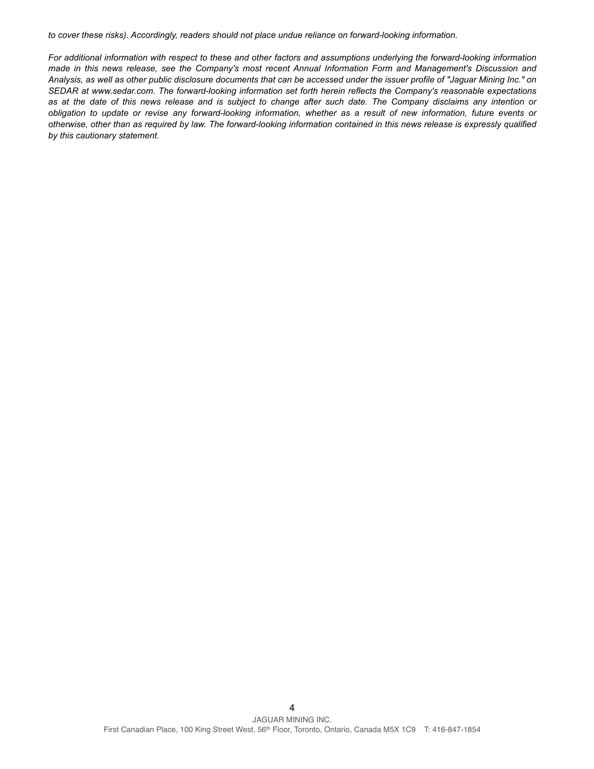*to cover these risks). Accordingly, readers should not place undue reliance on forward-looking information.*

*For additional information with respect to these and other factors and assumptions underlying the forward-looking information made in this news release, see the Company's most recent Annual Information Form and Management's Discussion and Analysis, as well as other public disclosure documents that can be accessed under the issuer profile of "Jaguar Mining Inc." on SEDAR at www.sedar.com. The forward-looking information set forth herein reflects the Company's reasonable expectations as at the date of this news release and is subject to change after such date. The Company disclaims any intention or obligation to update or revise any forward-looking information, whether as a result of new information, future events or otherwise, other than as required by law. The forward-looking information contained in this news release is expressly qualified by this cautionary statement.*